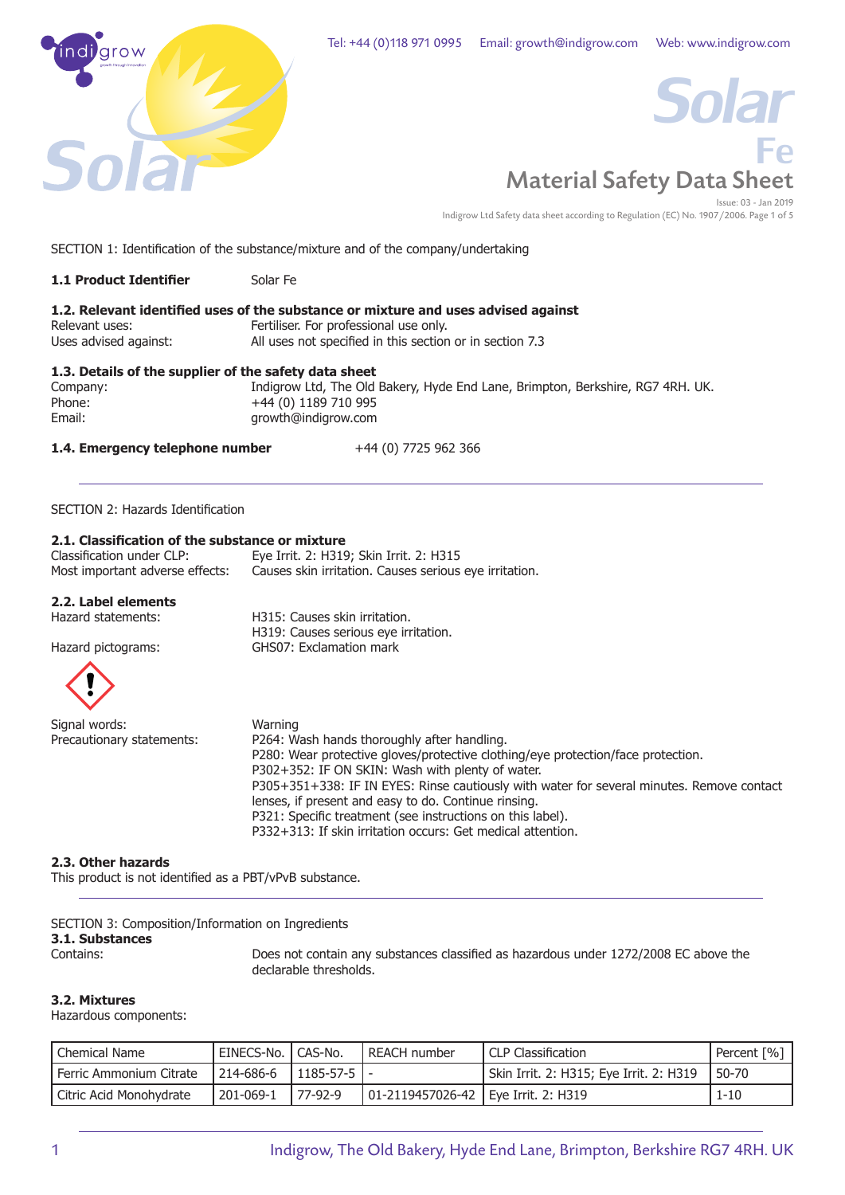Tel: +44 (0)118 971 0995 Email: growth@indigrow.com Web: www.indigrow.com

# Solar Fe

## Material Safety Data Sheet

Issue: 03 - Jan 2019

Indigrow Ltd Safety data sheet according to Regulation (EC) No. 1907/2006.

SECTION 1: Identification of the substance/mixture and of the company/undertaking

**1.1 Product Identifier** Solar Fe

**1.2. Relevant identified uses of the substance or mixture and uses advised against**

Relevant uses: Fertiliser. For professional use only.
Uses advised against: All uses not specified in this section or in section 7.3

**1.3. Details of the supplier of the safety data sheet**

Company: Indigrow Ltd, The Old Bakery, Hyde End Lane, Brimpton, Berkshire, RG7 4RH. UK.
Phone: +44 (0) 1189 710 995
Email: growth@indigrow.com

**1.4. Emergency telephone number** +44 (0) 7725 962 366

---

SECTION 2: Hazards Identification

**2.1. Classification of the substance or mixture**

Classification under CLP: Eye Irrit. 2: H319; Skin Irrit. 2: H315
Most important adverse effects: Causes skin irritation. Causes serious eye irritation.

**2.2. Label elements**

Hazard statements: H315: Causes skin irritation.
H319: Causes serious eye irritation.

Hazard pictograms: GHS07: Exclamation mark

Signal words: Warning

Precautionary statements:
P264: Wash hands thoroughly after handling.
P280: Wear protective gloves/protective clothing/eye protection/face protection.
P302+352: IF ON SKIN: Wash with plenty of water.
P305+351+338: IF IN EYES: Rinse cautiously with water for several minutes. Remove contact lenses, if present and easy to do. Continue rinsing.
P321: Specific treatment (see instructions on this label).
P332+313: If skin irritation occurs: Get medical attention.

**2.3. Other hazards**

This product is not identified as a PBT/vPvB substance.

---

SECTION 3: Composition/Information on Ingredients

**3.1. Substances**

Contains: Does not contain any substances classified as hazardous under 1272/2008 EC above the declarable thresholds.

**3.2. Mixtures**

Hazardous components:

| Chemical Name | EINECS-No. | CAS-No. | REACH number | CLP Classification | Percent [%] |
|---|---|---|---|---|---|
| Ferric Ammonium Citrate | 214-686-6 | 1185-57-5 | - | Skin Irrit. 2: H315; Eye Irrit. 2: H319 | 50-70 |
| Citric Acid Monohydrate | 201-069-1 | 77-92-9 | 01-2119457026-42 | Eye Irrit. 2: H319 | 1-10 |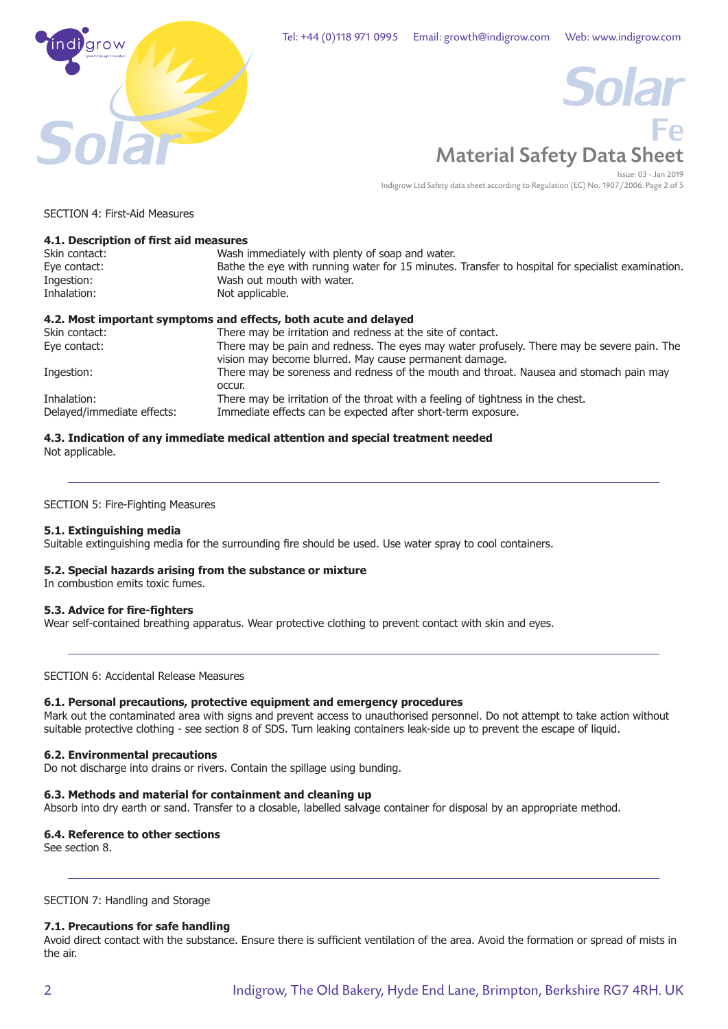SECTION 4: First-Aid Measures

**4.1. Description of first aid measures**

| | |
|---|---|
| Skin contact: | Wash immediately with plenty of soap and water. |
| Eye contact: | Bathe the eye with running water for 15 minutes. Transfer to hospital for specialist examination. |
| Ingestion: | Wash out mouth with water. |
| Inhalation: | Not applicable. |

**4.2. Most important symptoms and effects, both acute and delayed**

| | |
|---|---|
| Skin contact: | There may be irritation and redness at the site of contact. |
| Eye contact: | There may be pain and redness. The eyes may water profusely. There may be severe pain. The vision may become blurred. May cause permanent damage. |
| Ingestion: | There may be soreness and redness of the mouth and throat. Nausea and stomach pain may occur. |
| Inhalation: | There may be irritation of the throat with a feeling of tightness in the chest. |
| Delayed/immediate effects: | Immediate effects can be expected after short-term exposure. |

**4.3. Indication of any immediate medical attention and special treatment needed**

Not applicable.

---

SECTION 5: Fire-Fighting Measures

**5.1. Extinguishing media**

Suitable extinguishing media for the surrounding fire should be used. Use water spray to cool containers.

**5.2. Special hazards arising from the substance or mixture**

In combustion emits toxic fumes.

**5.3. Advice for fire-fighters**

Wear self-contained breathing apparatus. Wear protective clothing to prevent contact with skin and eyes.

---

SECTION 6: Accidental Release Measures

**6.1. Personal precautions, protective equipment and emergency procedures**

Mark out the contaminated area with signs and prevent access to unauthorised personnel. Do not attempt to take action without suitable protective clothing - see section 8 of SDS. Turn leaking containers leak-side up to prevent the escape of liquid.

**6.2. Environmental precautions**

Do not discharge into drains or rivers. Contain the spillage using bunding.

**6.3. Methods and material for containment and cleaning up**

Absorb into dry earth or sand. Transfer to a closable, labelled salvage container for disposal by an appropriate method.

**6.4. Reference to other sections**

See section 8.

---

SECTION 7: Handling and Storage

**7.1. Precautions for safe handling**

Avoid direct contact with the substance. Ensure there is sufficient ventilation of the area. Avoid the formation or spread of mists in the air.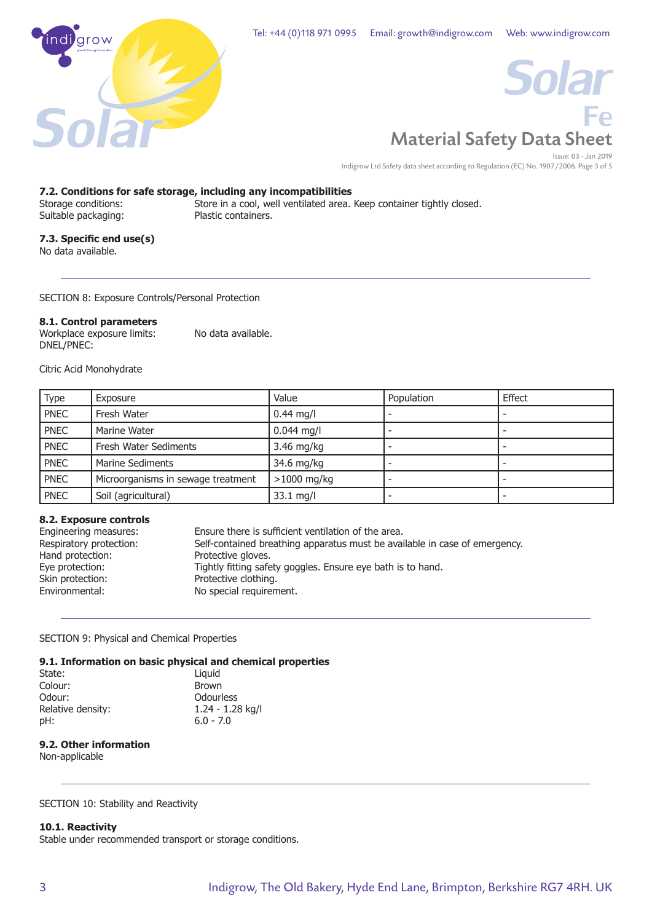### 7.2. Conditions for safe storage, including any incompatibilities

Storage conditions: Store in a cool, well ventilated area. Keep container tightly closed.
Suitable packaging: Plastic containers.

### 7.3. Specific end use(s)

No data available.

## SECTION 8: Exposure Controls/Personal Protection

### 8.1. Control parameters

Workplace exposure limits: No data available.
DNEL/PNEC:

Citric Acid Monohydrate

| Type | Exposure | Value | Population | Effect |
|---|---|---|---|---|
| PNEC | Fresh Water | 0.44 mg/l | - | - |
| PNEC | Marine Water | 0.044 mg/l | - | - |
| PNEC | Fresh Water Sediments | 3.46 mg/kg | - | - |
| PNEC | Marine Sediments | 34.6 mg/kg | - | - |
| PNEC | Microorganisms in sewage treatment | >1000 mg/kg | - | - |
| PNEC | Soil (agricultural) | 33.1 mg/l | - | - |

### 8.2. Exposure controls

Engineering measures: Ensure there is sufficient ventilation of the area.
Respiratory protection: Self-contained breathing apparatus must be available in case of emergency.
Hand protection: Protective gloves.
Eye protection: Tightly fitting safety goggles. Ensure eye bath is to hand.
Skin protection: Protective clothing.
Environmental: No special requirement.

## SECTION 9: Physical and Chemical Properties

### 9.1. Information on basic physical and chemical properties

State: Liquid
Colour: Brown
Odour: Odourless
Relative density: 1.24 - 1.28 kg/l
pH: 6.0 - 7.0

### 9.2. Other information

Non-applicable

## SECTION 10: Stability and Reactivity

### 10.1. Reactivity

Stable under recommended transport or storage conditions.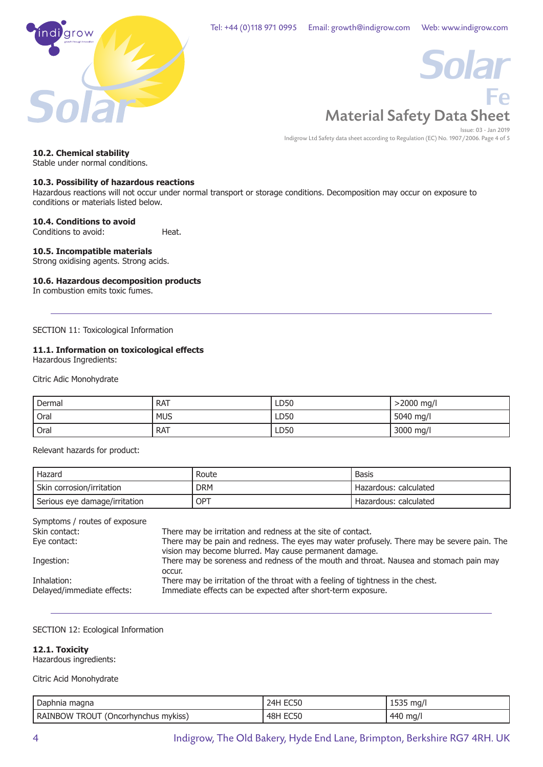### 10.2. Chemical stability

Stable under normal conditions.

### 10.3. Possibility of hazardous reactions

Hazardous reactions will not occur under normal transport or storage conditions. Decomposition may occur on exposure to conditions or materials listed below.

### 10.4. Conditions to avoid

Conditions to avoid: Heat.

### 10.5. Incompatible materials

Strong oxidising agents. Strong acids.

### 10.6. Hazardous decomposition products

In combustion emits toxic fumes.

---

## SECTION 11: Toxicological Information

### 11.1. Information on toxicological effects

Hazardous Ingredients:

Citric Adic Monohydrate

| Dermal | RAT | LD50 | >2000 mg/l |
|---|---|---|---|
| Oral | MUS | LD50 | 5040 mg/l |
| Oral | RAT | LD50 | 3000 mg/l |

Relevant hazards for product:

| Hazard | Route | Basis |
|---|---|---|
| Skin corrosion/irritation | DRM | Hazardous: calculated |
| Serious eye damage/irritation | OPT | Hazardous: calculated |

Symptoms / routes of exposure

Skin contact: There may be irritation and redness at the site of contact.

Eye contact: There may be pain and redness. The eyes may water profusely. There may be severe pain. The vision may become blurred. May cause permanent damage.

Ingestion: There may be soreness and redness of the mouth and throat. Nausea and stomach pain may occur.

Inhalation: There may be irritation of the throat with a feeling of tightness in the chest.

Delayed/immediate effects: Immediate effects can be expected after short-term exposure.

---

## SECTION 12: Ecological Information

### 12.1. Toxicity

Hazardous ingredients:

Citric Acid Monohydrate

| Daphnia magna | 24H EC50 | 1535 mg/l |
|---|---|---|
| RAINBOW TROUT (Oncorhynchus mykiss) | 48H EC50 | 440 mg/l |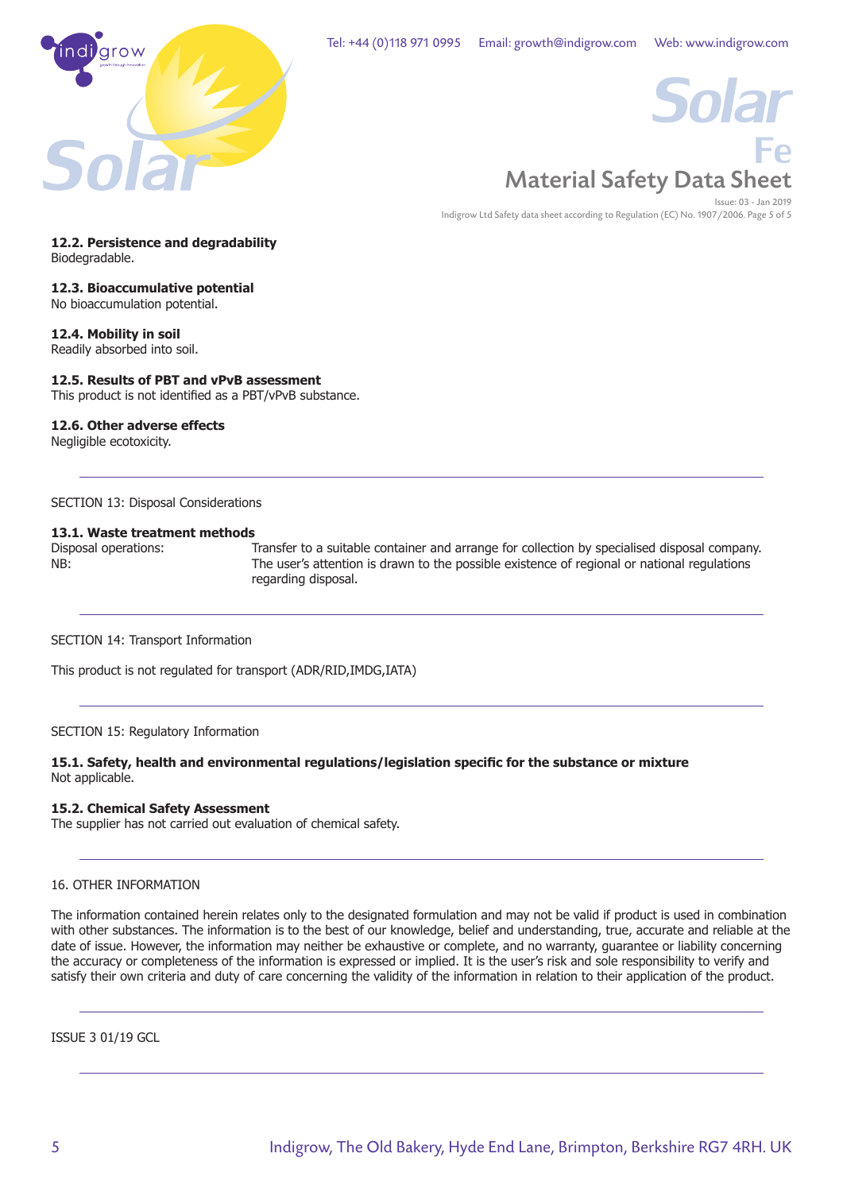#### 12.2. Persistence and degradability
Biodegradable.

#### 12.3. Bioaccumulative potential
No bioaccumulation potential.

#### 12.4. Mobility in soil
Readily absorbed into soil.

#### 12.5. Results of PBT and vPvB assessment
This product is not identified as a PBT/vPvB substance.

#### 12.6. Other adverse effects
Negligible ecotoxicity.

---

## SECTION 13: Disposal Considerations

#### 13.1. Waste treatment methods

| | |
|---|---|
| Disposal operations: | Transfer to a suitable container and arrange for collection by specialised disposal company. |
| NB: | The user's attention is drawn to the possible existence of regional or national regulations regarding disposal. |

---

## SECTION 14: Transport Information

This product is not regulated for transport (ADR/RID,IMDG,IATA)

---

## SECTION 15: Regulatory Information

#### 15.1. Safety, health and environmental regulations/legislation specific for the substance or mixture
Not applicable.

#### 15.2. Chemical Safety Assessment
The supplier has not carried out evaluation of chemical safety.

---

## 16. OTHER INFORMATION

The information contained herein relates only to the designated formulation and may not be valid if product is used in combination with other substances. The information is to the best of our knowledge, belief and understanding, true, accurate and reliable at the date of issue. However, the information may neither be exhaustive or complete, and no warranty, guarantee or liability concerning the accuracy or completeness of the information is expressed or implied. It is the user's risk and sole responsibility to verify and satisfy their own criteria and duty of care concerning the validity of the information in relation to their application of the product.

---

ISSUE 3 01/19 GCL

---